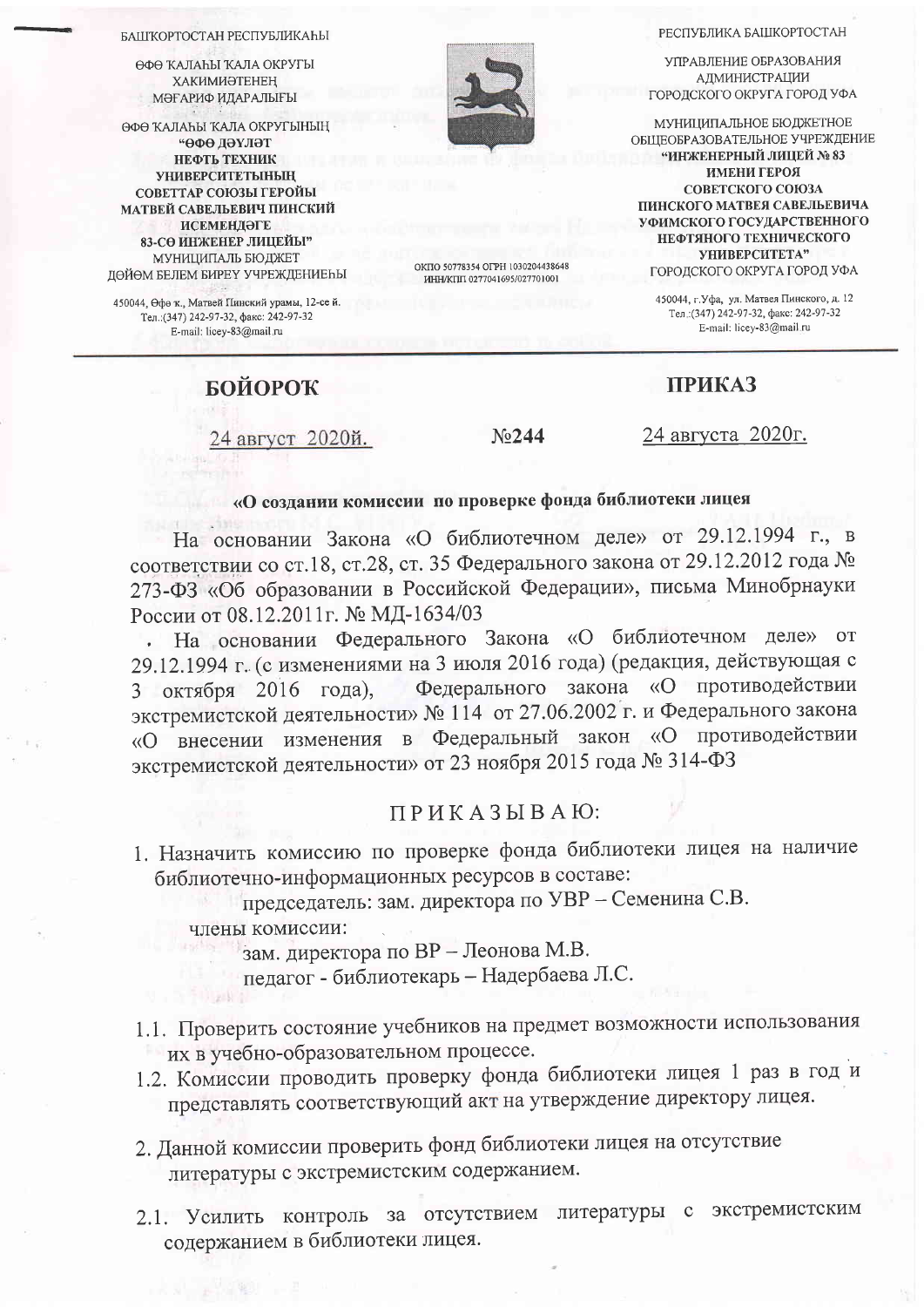| БАШҠОРТОСТАН РЕСПУБЛИКАҺЫ<br>ӨФӨ ҠАЛАҺЫ ҠАЛА ОКРУГЫ ХАКИМИӘТЕНЕҢ МӘҒАРИФ ИДАРАЛЫҒЫ<br>ӨФӨ ҠАЛАҺЫ ҠАЛА ОКРУГЫНЫҢ **"ӨФӨ ДӘҮЛӘТ НЕФТЬ ТЕХНИК УНИВЕРСИТЕТЫНЫҢ СОВЕТТАР СОЮЗЫ ГЕРОЙЫ МАТВЕЙ САВЕЛЬЕВИЧ ПИНСКИЙ ИСЕМЕНДӘГЕ 83-СӨ ИНЖЕНЕР ЛИЦЕЙЫ"** МУНИЦИПАЛЬ БЮДЖЕТ ДӨЙӨМ БЕЛЕМ БИРЕҮ УЧРЕЖДЕНИЕҺЫ<br>450044, Өфө к., Матвей Пинский урамы, 12-се й.<br>Тел.:(347) 242-97-32, факс: 242-97-32<br>E-mail: licey-83@mail.ru | ОКПО 50778354 ОГРН 1030204438648<br>ИНН/КПП 0277041695/027701001 | РЕСПУБЛИКА БАШКОРТОСТАН<br>УПРАВЛЕНИЕ ОБРАЗОВАНИЯ АДМИНИСТРАЦИИ ГОРОДСКОГО ОКРУГА ГОРОД УФА<br>МУНИЦИПАЛЬНОЕ БЮДЖЕТНОЕ ОБЩЕОБРАЗОВАТЕЛЬНОЕ УЧРЕЖДЕНИЕ **"ИНЖЕНЕРНЫЙ ЛИЦЕЙ № 83 ИМЕНИ ГЕРОЯ СОВЕТСКОГО СОЮЗА ПИНСКОГО МАТВЕЯ САВЕЛЬЕВИЧА УФИМСКОГО ГОСУДАРСТВЕННОГО НЕФТЯНОГО ТЕХНИЧЕСКОГО УНИВЕРСИТЕТА"** ГОРОДСКОГО ОКРУГА ГОРОД УФА<br>450044, г.Уфа, ул. Матвея Пинского, д. 12<br>Тел.:(347) 242-97-32, факс: 242-97-32<br>E-mail: licey-83@mail.ru |
|---|---|---|

**БОЙОРОҠ** **ПРИКАЗ**

24 август 2020й. №244 24 августа 2020г.

**«О создании комиссии по проверке фонда библиотеки лицея**

На основании Закона «О библиотечном деле» от 29.12.1994 г., в соответствии со ст.18, ст.28, ст. 35 Федерального закона от 29.12.2012 года № 273-ФЗ «Об образовании в Российской Федерации», письма Минобрнауки России от 08.12.2011г. № МД-1634/03

. На основании Федерального Закона «О библиотечном деле» от 29.12.1994 г. (с изменениями на 3 июля 2016 года) (редакция, действующая с 3 октября 2016 года), Федерального закона «О противодействии экстремистской деятельности» № 114 от 27.06.2002 г. и Федерального закона «О внесении изменения в Федеральный закон «О противодействии экстремистской деятельности» от 23 ноября 2015 года № 314-ФЗ

ПРИКАЗЫВАЮ:

1. Назначить комиссию по проверке фонда библиотеки лицея на наличие библиотечно-информационных ресурсов в составе:

   председатель: зам. директора по УВР – Семенина С.В.

   члены комиссии:

   зам. директора по ВР – Леонова М.В.

   педагог - библиотекарь – Надербаева Л.С.

1.1. Проверить состояние учебников на предмет возможности использования их в учебно-образовательном процессе.

1.2. Комиссии проводить проверку фонда библиотеки лицея 1 раз в год и представлять соответствующий акт на утверждение директору лицея.

2. Данной комиссии проверить фонд библиотеки лицея на отсутствие литературы с экстремистским содержанием.

2.1. Усилить контроль за отсутствием литературы с экстремистским содержанием в библиотеки лицея.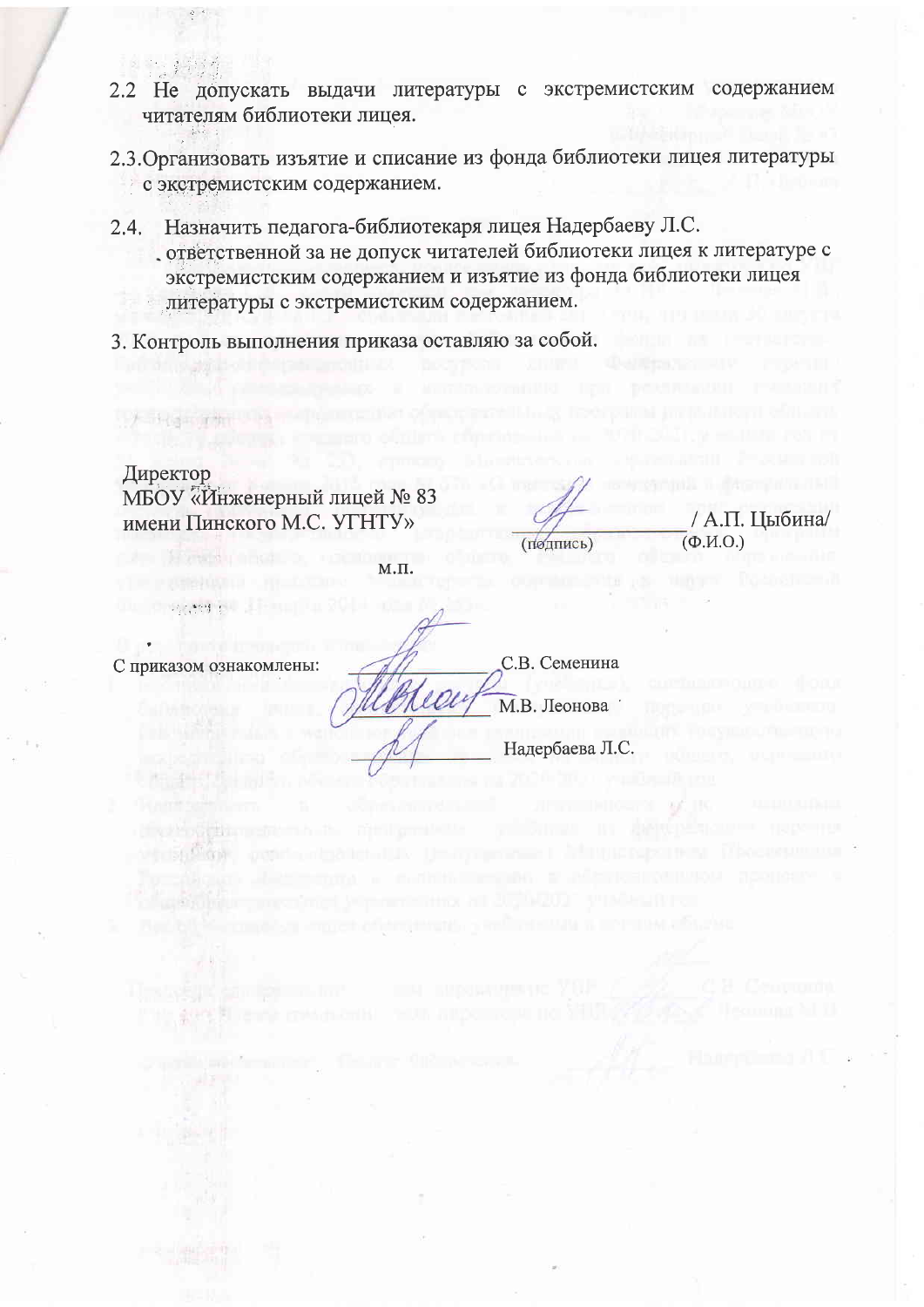2.2 Не допускать выдачи литературы с экстремистским содержанием читателям библиотеки лицея.

2.3. Организовать изъятие и списание из фонда библиотеки лицея литературы с экстремистским содержанием.

2.4. Назначить педагога-библиотекаря лицея Надербаеву Л.С. ответственной за не допуск читателей библиотеки лицея к литературе с экстремистским содержанием и изъятие из фонда библиотеки лицея литературы с экстремистским содержанием.

3. Контроль выполнения приказа оставляю за собой.

Директор
МБОУ «Инженерный лицей № 83
имени Пинского М.С. УГНТУ» ________________ / А.П. Цыбина/
(подпись) (Ф.И.О.)

м.п.

С приказом ознакомлены: ________________ С.В. Семенина

________________ М.В. Леонова

________________ Надербаева Л.С.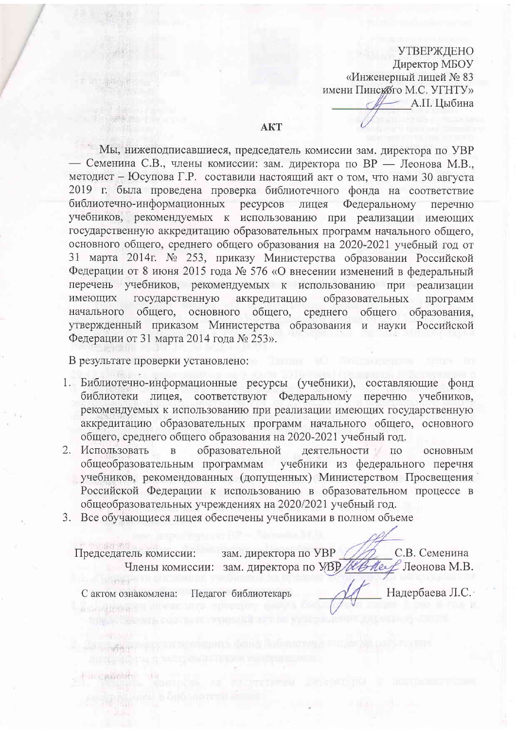УТВЕРЖДЕНО
Директор МБОУ
«Инженерный лицей № 83
имени Пинского М.С. УГНТУ»
_____________ А.П. Цыбина

# АКТ

Мы, нижеподписавшиеся, председатель комиссии зам. директора по УВР — Семенина С.В., члены комиссии: зам. директора по ВР — Леонова М.В., методист – Юсупова Г.Р. составили настоящий акт о том, что нами 30 августа 2019 г. была проведена проверка библиотечного фонда на соответствие библиотечно-информационных ресурсов лицея Федеральному перечню учебников, рекомендуемых к использованию при реализации имеющих государственную аккредитацию образовательных программ начального общего, основного общего, среднего общего образования на 2020-2021 учебный год от 31 марта 2014г. № 253, приказу Министерства образовании Российской Федерации от 8 июня 2015 года № 576 «О внесении изменений в федеральный перечень учебников, рекомендуемых к использованию при реализации имеющих государственную аккредитацию образовательных программ начального общего, основного общего, среднего общего образования, утвержденный приказом Министерства образования и науки Российской Федерации от 31 марта 2014 года № 253».

В результате проверки установлено:

1. Библиотечно-информационные ресурсы (учебники), составляющие фонд библиотеки лицея, соответствуют Федеральному перечню учебников, рекомендуемых к использованию при реализации имеющих государственную аккредитацию образовательных программ начального общего, основного общего, среднего общего образования на 2020-2021 учебный год.
2. Использовать в образовательной деятельности по основным общеобразовательным программам учебники из федерального перечня учебников, рекомендованных (допущенных) Министерством Просвещения Российской Федерации к использованию в образовательном процессе в общеобразовательных учреждениях на 2020/2021 учебный год.
3. Все обучающиеся лицея обеспечены учебниками в полном объеме

Председатель комиссии: зам. директора по УВР _________ С.В. Семенина

Члены комиссии: зам. директора по УВР _________ Леонова М.В.

С актом ознакомлена: Педагог библиотекарь _____________ Надербаева Л.С.